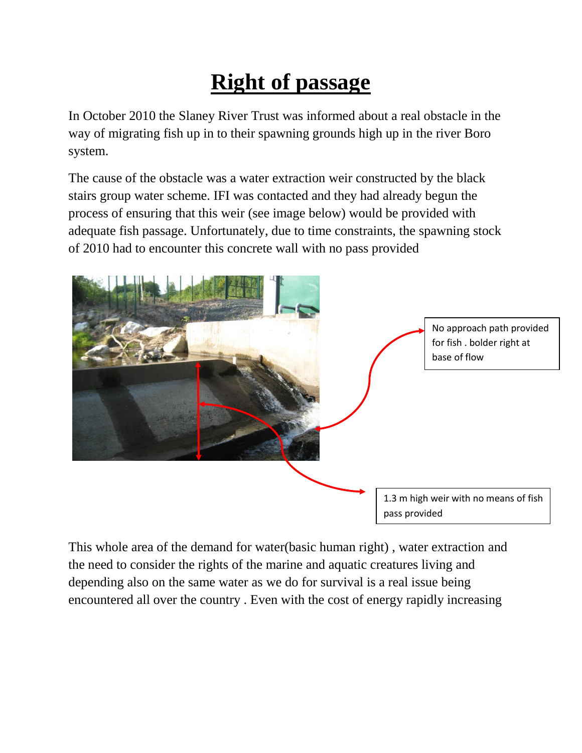# Right of passage

In October 2010 the Slaney River Trust was informed about a real obstacle in the way of migrating fish up in to their spawning grounds high up in the river Boro system.

The cause of the obstacle was a water extraction weir constructed by the black stairs group water scheme. IFI was contacted and they had already begun the process of ensuring that this weir (see image below) would be provided with adequate fish passage. Unfortunately, due to time constraints, the spawning stock of 2010 had to encounter this concrete wall with no pass provided

No approach path provided for fish . bolder right at base of flow

1.3 m high weir with no means of fish pass provided

This whole area of the demand for water(basic human right) , water extraction and the need to consider the rights of the marine and aquatic creatures living and depending also on the same water as we do for survival is a real issue being encountered all over the country . Even with the cost of energy rapidly increasing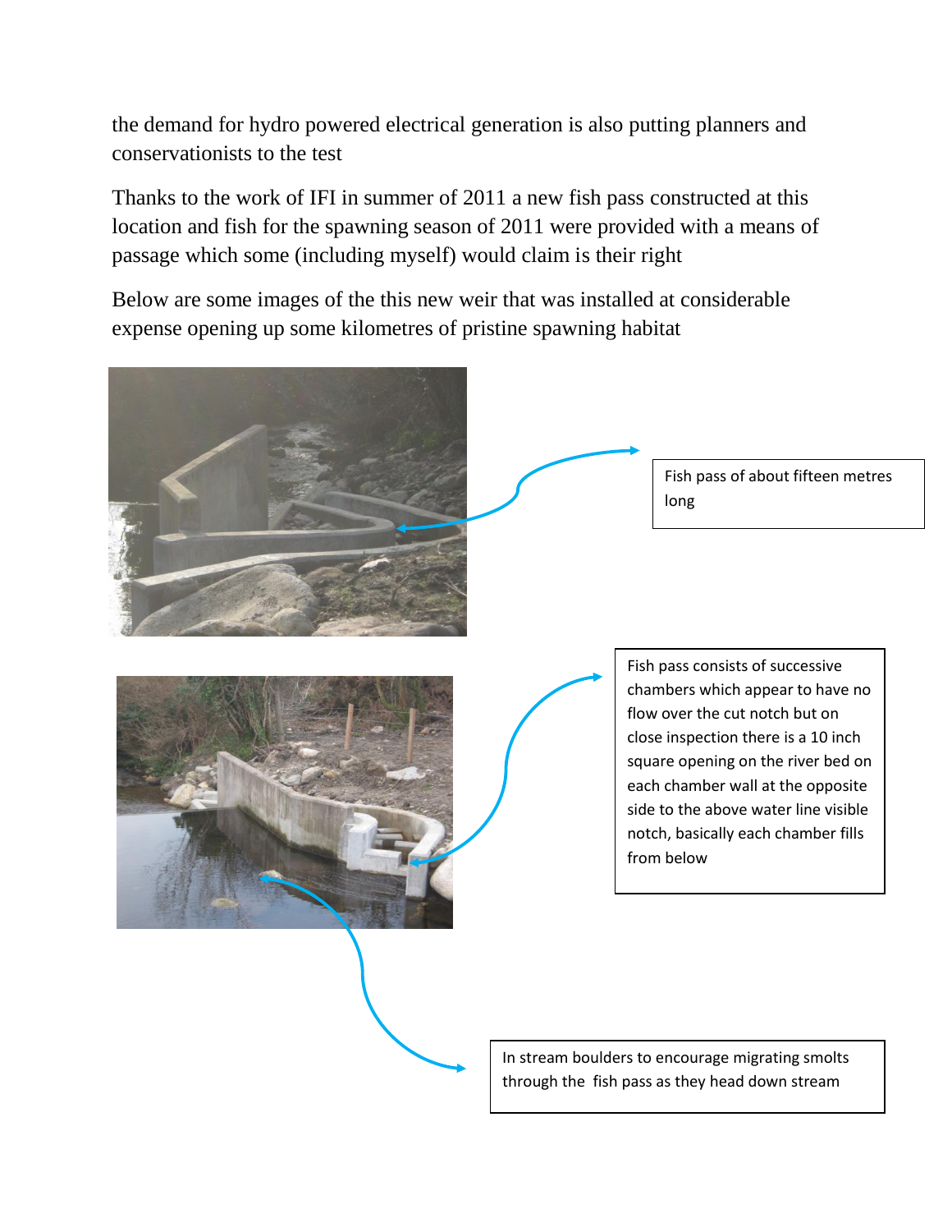the demand for hydro powered electrical generation is also putting planners and conservationists to the test

Thanks to the work of IFI in summer of 2011 a new fish pass constructed at this location and fish for the spawning season of 2011 were provided with a means of passage which some (including myself) would claim is their right

Below are some images of the this new weir that was installed at considerable expense opening up some kilometres of pristine spawning habitat

Fish pass of about fifteen metres long

Fish pass consists of successive chambers which appear to have no flow over the cut notch but on close inspection there is a 10 inch square opening on the river bed on each chamber wall at the opposite side to the above water line visible notch, basically each chamber fills from below

In stream boulders to encourage migrating smolts through the fish pass as they head down stream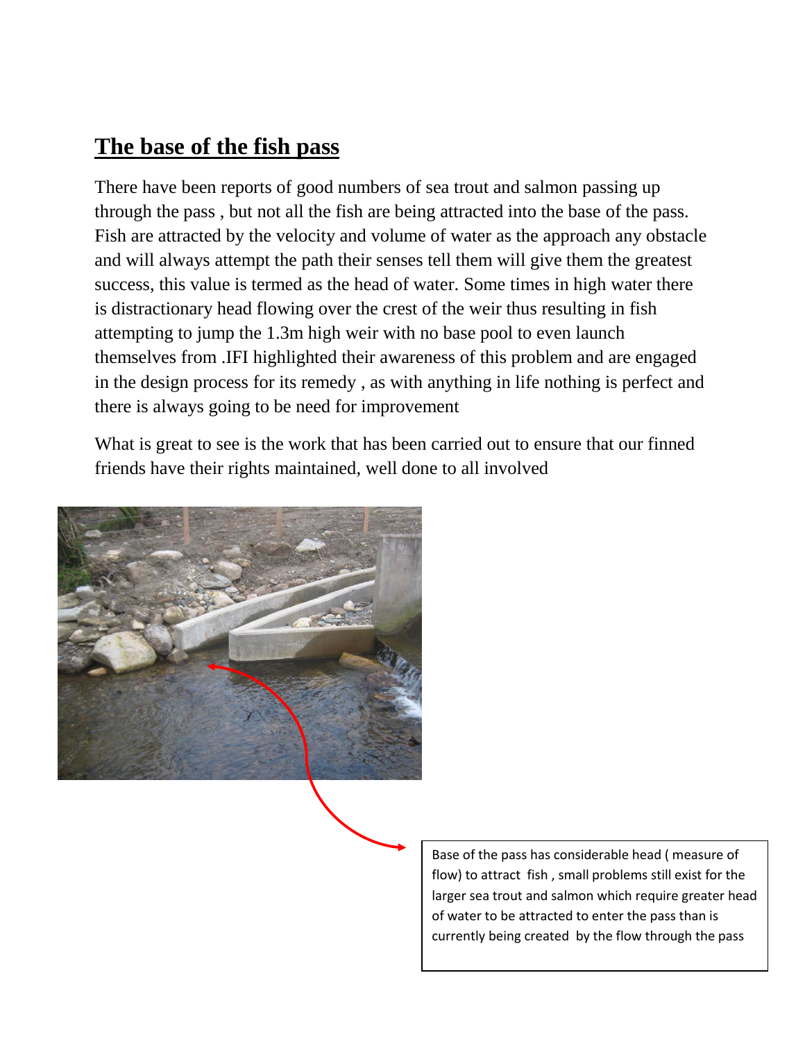## The base of the fish pass

There have been reports of good numbers of sea trout and salmon passing up through the pass , but not all the fish are being attracted into the base of the pass. Fish are attracted by the velocity and volume of water as the approach any obstacle and will always attempt the path their senses tell them will give them the greatest success, this value is termed as the head of water. Some times in high water there is distractionary head flowing over the crest of the weir thus resulting in fish attempting to jump the 1.3m high weir with no base pool to even launch themselves from .IFI highlighted their awareness of this problem and are engaged in the design process for its remedy , as with anything in life nothing is perfect and there is always going to be need for improvement

What is great to see is the work that has been carried out to ensure that our finned friends have their rights maintained, well done to all involved

Base of the pass has considerable head ( measure of flow) to attract fish , small problems still exist for the larger sea trout and salmon which require greater head of water to be attracted to enter the pass than is currently being created by the flow through the pass